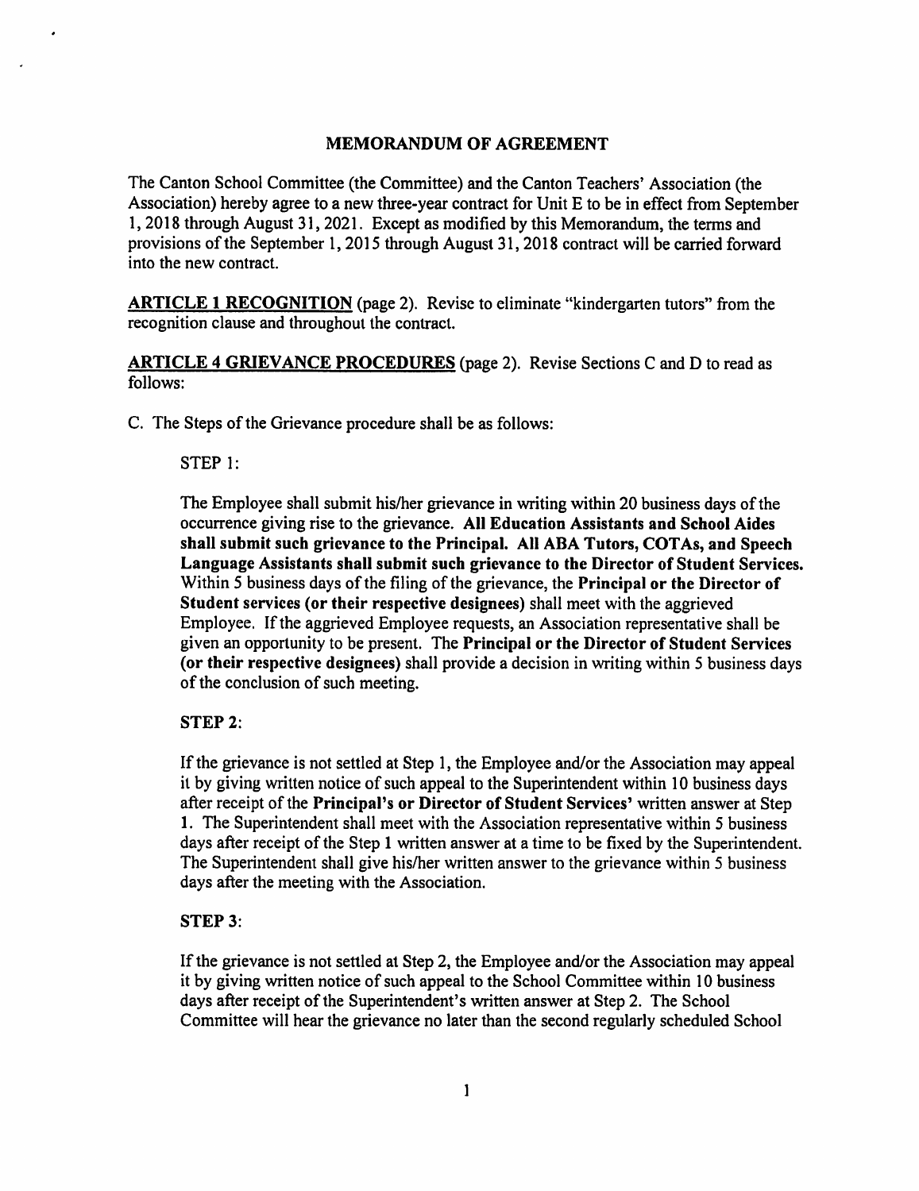## MEMORANDUM OF AGREEMENT

The Canton School Committee (the Committee) and the Canton Teachers' Association (the Association) hereby agree to a new three-year contract for Unit E to be in effect from September 1, 2018 through August 31, 2021. Except as modified by this Memorandum, the terms and provisions of the September 1, 2015 through August 31, 2018 contract will be carried forward into the new contract.

**ARTICLE 1 RECOGNITION** (page 2). Revise to eliminate "kindergarten tutors" from the recognition clause and throughout the contract.

**ARTICLE 4 GRIEVANCE PROCEDURES** (page 2). Revise Sections C and D to read as follows:

C. The Steps of the Grievance procedure shall be as follows:

STEP 1:

The Employee shall submit his/her grievance in writing within 20 business days of the occurrence giving rise to the grievance. **All Education Assistants and School Aides shall submit such grievance to the Principal. All ABA Tutors, COTAs, and Speech Language Assistants shall submit such grievance to the Director of Student Services.** Within 5 business days of the filing of the grievance, the **Principal or the Director of Student services (or their respective designees)** shall meet with the aggrieved Employee. If the aggrieved Employee requests, an Association representative shall be given an opportunity to be present. The **Principal or the Director of Student Services (or their respective designees)** shall provide a decision in writing within 5 business days of the conclusion of such meeting.

**STEP 2:**

If the grievance is not settled at Step 1, the Employee and/or the Association may appeal it by giving written notice of such appeal to the Superintendent within 10 business days after receipt of the **Principal's or Director of Student Services'** written answer at Step 1. The Superintendent shall meet with the Association representative within 5 business days after receipt of the Step 1 written answer at a time to be fixed by the Superintendent. The Superintendent shall give his/her written answer to the grievance within 5 business days after the meeting with the Association.

**STEP 3:**

If the grievance is not settled at Step 2, the Employee and/or the Association may appeal it by giving written notice of such appeal to the School Committee within 10 business days after receipt of the Superintendent's written answer at Step 2. The School Committee will hear the grievance no later than the second regularly scheduled School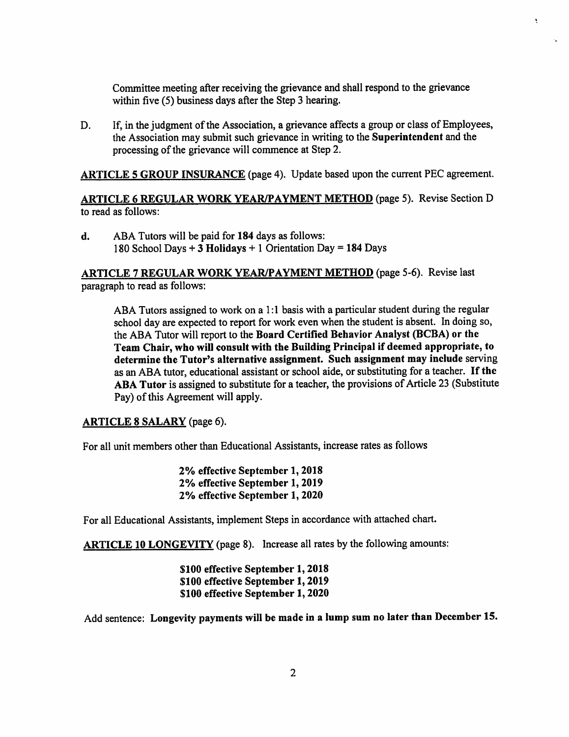Committee meeting after receiving the grievance and shall respond to the grievance within five (5) business days after the Step 3 hearing.

D. If, in the judgment of the Association, a grievance affects a group or class of Employees, the Association may submit such grievance in writing to the **Superintendent** and the processing of the grievance will commence at Step 2.

**ARTICLE 5 GROUP INSURANCE** (page 4). Update based upon the current PEC agreement.

**ARTICLE 6 REGULAR WORK YEAR/PAYMENT METHOD** (page 5). Revise Section D to read as follows:

**d.** ABA Tutors will be paid for **184** days as follows:
180 School Days + **3 Holidays** + 1 Orientation Day = **184** Days

**ARTICLE 7 REGULAR WORK YEAR/PAYMENT METHOD** (page 5-6). Revise last paragraph to read as follows:

> ABA Tutors assigned to work on a 1:1 basis with a particular student during the regular school day are expected to report for work even when the student is absent. In doing so, the ABA Tutor will report to the **Board Certified Behavior Analyst (BCBA) or the Team Chair, who will consult with the Building Principal if deemed appropriate, to determine the Tutor's alternative assignment. Such assignment may include** serving as an ABA tutor, educational assistant or school aide, or substituting for a teacher. **If the ABA Tutor** is assigned to substitute for a teacher, the provisions of Article 23 (Substitute Pay) of this Agreement will apply.

**ARTICLE 8 SALARY** (page 6).

For all unit members other than Educational Assistants, increase rates as follows

**2% effective September 1, 2018**
**2% effective September 1, 2019**
**2% effective September 1, 2020**

For all Educational Assistants, implement Steps in accordance with attached chart.

**ARTICLE 10 LONGEVITY** (page 8). Increase all rates by the following amounts:

**$100 effective September 1, 2018**
**$100 effective September 1, 2019**
**$100 effective September 1, 2020**

Add sentence: **Longevity payments will be made in a lump sum no later than December 15.**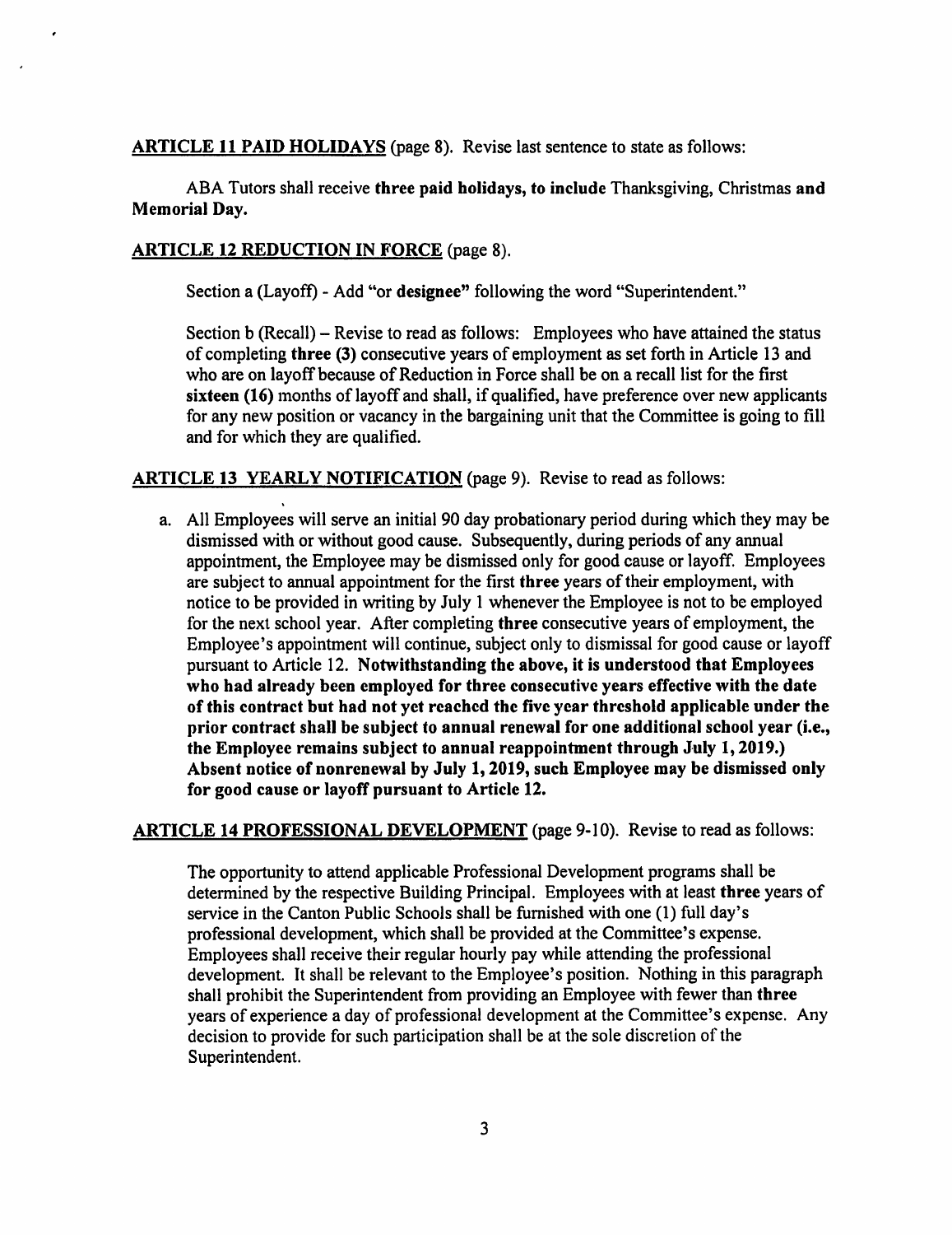<u>**ARTICLE 11 PAID HOLIDAYS**</u> (page 8). Revise last sentence to state as follows:

ABA Tutors shall receive **three paid holidays, to include** Thanksgiving, Christmas **and Memorial Day.**

<u>**ARTICLE 12 REDUCTION IN FORCE**</u> (page 8).

Section a (Layoff) - Add "or **designee"** following the word "Superintendent."

Section b (Recall) – Revise to read as follows: Employees who have attained the status of completing **three (3)** consecutive years of employment as set forth in Article 13 and who are on layoff because of Reduction in Force shall be on a recall list for the first **sixteen (16)** months of layoff and shall, if qualified, have preference over new applicants for any new position or vacancy in the bargaining unit that the Committee is going to fill and for which they are qualified.

<u>**ARTICLE 13 YEARLY NOTIFICATION**</u> (page 9). Revise to read as follows:

a. All Employees will serve an initial 90 day probationary period during which they may be dismissed with or without good cause. Subsequently, during periods of any annual appointment, the Employee may be dismissed only for good cause or layoff. Employees are subject to annual appointment for the first **three** years of their employment, with notice to be provided in writing by July 1 whenever the Employee is not to be employed for the next school year. After completing **three** consecutive years of employment, the Employee's appointment will continue, subject only to dismissal for good cause or layoff pursuant to Article 12. **Notwithstanding the above, it is understood that Employees who had already been employed for three consecutive years effective with the date of this contract but had not yet reached the five year threshold applicable under the prior contract shall be subject to annual renewal for one additional school year (i.e., the Employee remains subject to annual reappointment through July 1, 2019.) Absent notice of nonrenewal by July 1, 2019, such Employee may be dismissed only for good cause or layoff pursuant to Article 12.**

<u>**ARTICLE 14 PROFESSIONAL DEVELOPMENT**</u> (page 9-10). Revise to read as follows:

The opportunity to attend applicable Professional Development programs shall be determined by the respective Building Principal. Employees with at least **three** years of service in the Canton Public Schools shall be furnished with one (1) full day's professional development, which shall be provided at the Committee's expense. Employees shall receive their regular hourly pay while attending the professional development. It shall be relevant to the Employee's position. Nothing in this paragraph shall prohibit the Superintendent from providing an Employee with fewer than **three** years of experience a day of professional development at the Committee's expense. Any decision to provide for such participation shall be at the sole discretion of the Superintendent.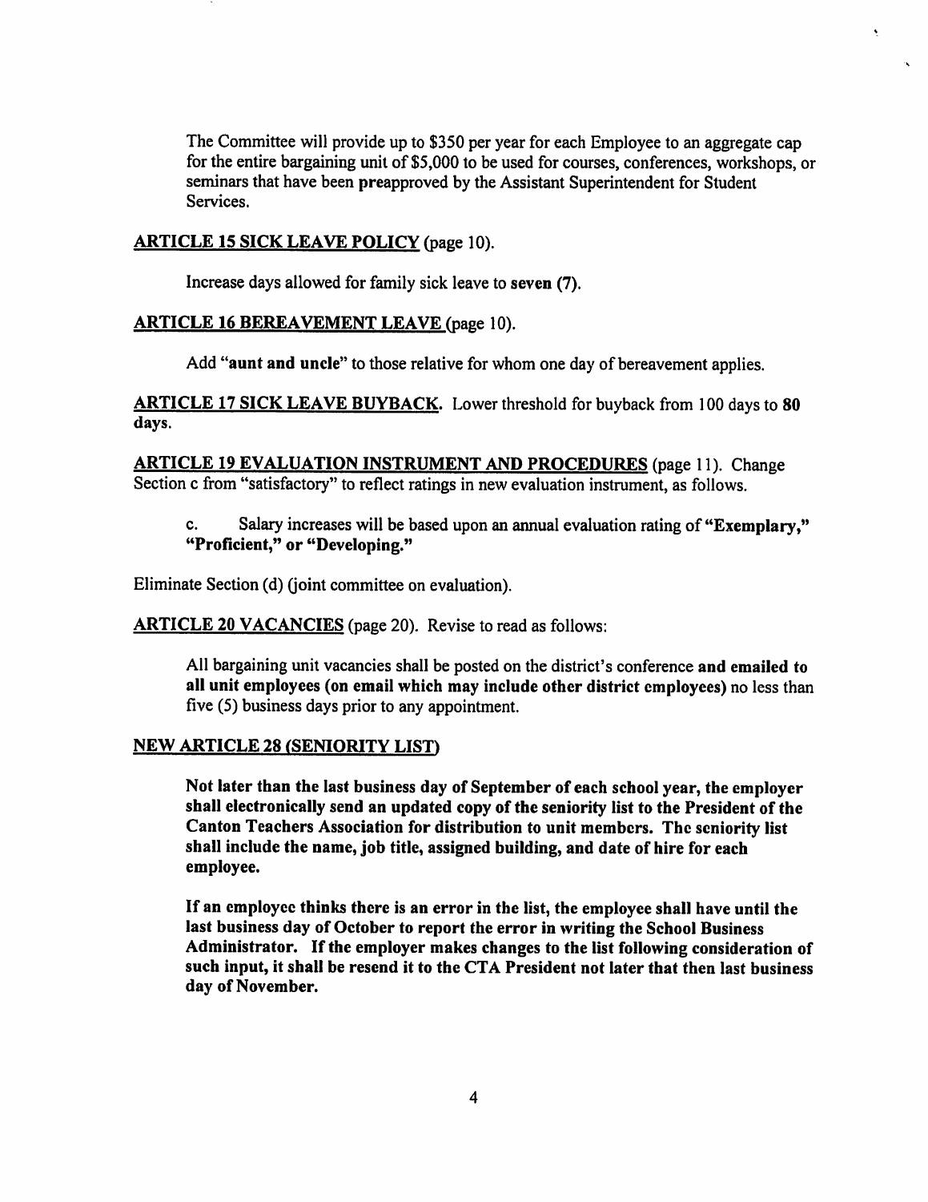The Committee will provide up to $350 per year for each Employee to an aggregate cap for the entire bargaining unit of $5,000 to be used for courses, conferences, workshops, or seminars that have been preapproved by the Assistant Superintendent for Student Services.

**ARTICLE 15 SICK LEAVE POLICY** (page 10).

Increase days allowed for family sick leave to **seven (7)**.

**ARTICLE 16 BEREAVEMENT LEAVE** (page 10).

Add "**aunt and uncle**" to those relative for whom one day of bereavement applies.

**ARTICLE 17 SICK LEAVE BUYBACK**. Lower threshold for buyback from 100 days to **80 days.**

**ARTICLE 19 EVALUATION INSTRUMENT AND PROCEDURES** (page 11). Change Section c from "satisfactory" to reflect ratings in new evaluation instrument, as follows.

c. Salary increases will be based upon an annual evaluation rating of **"Exemplary," "Proficient," or "Developing."**

Eliminate Section (d) (joint committee on evaluation).

**ARTICLE 20 VACANCIES** (page 20). Revise to read as follows:

All bargaining unit vacancies shall be posted on the district's conference **and emailed to all unit employees (on email which may include other district employees)** no less than five (5) business days prior to any appointment.

**NEW ARTICLE 28 (SENIORITY LIST)**

**Not later than the last business day of September of each school year, the employer shall electronically send an updated copy of the seniority list to the President of the Canton Teachers Association for distribution to unit members. The seniority list shall include the name, job title, assigned building, and date of hire for each employee.**

**If an employee thinks there is an error in the list, the employee shall have until the last business day of October to report the error in writing the School Business Administrator. If the employer makes changes to the list following consideration of such input, it shall be resend it to the CTA President not later that then last business day of November.**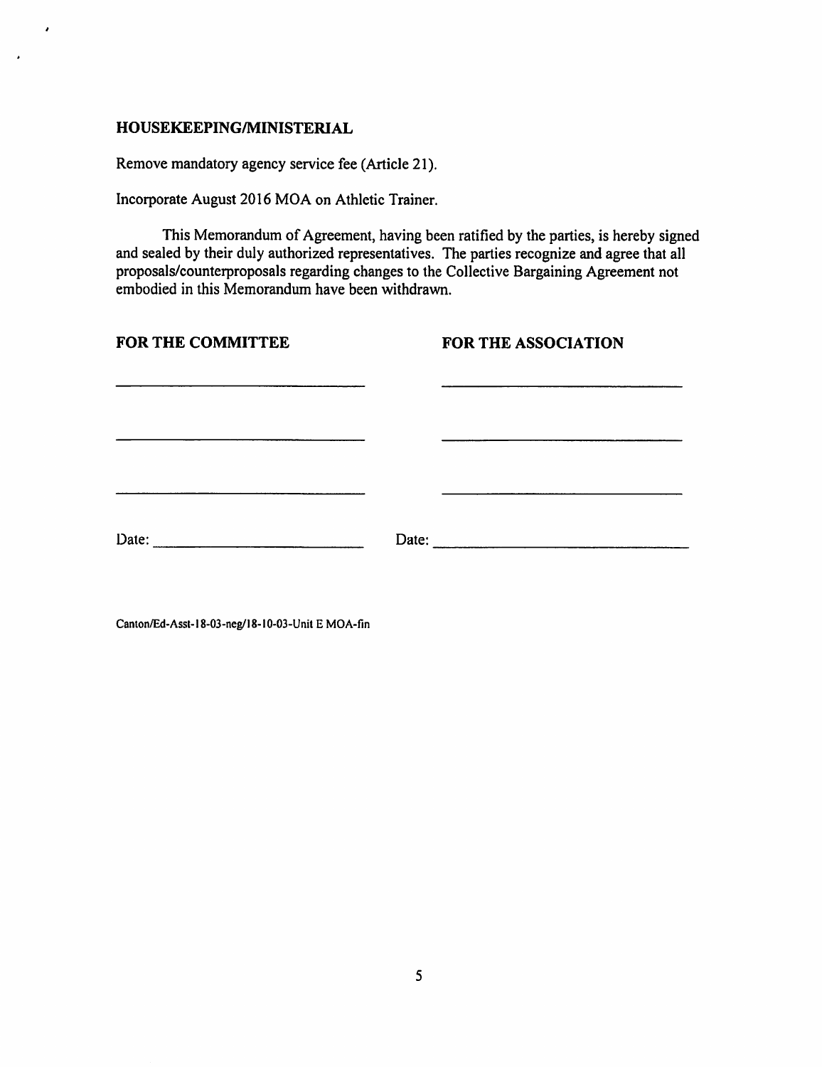## HOUSEKEEPING/MINISTERIAL

Remove mandatory agency service fee (Article 21).

Incorporate August 2016 MOA on Athletic Trainer.

This Memorandum of Agreement, having been ratified by the parties, is hereby signed and sealed by their duly authorized representatives. The parties recognize and agree that all proposals/counterproposals regarding changes to the Collective Bargaining Agreement not embodied in this Memorandum have been withdrawn.

| FOR THE COMMITTEE | FOR THE ASSOCIATION |
| --- | --- |
| ______________________________ | ______________________________ |
| ______________________________ | ______________________________ |
| ______________________________ | ______________________________ |
| Date: ________________________ | Date: ________________________ |

Canton/Ed-Asst-18-03-neg/18-10-03-Unit E MOA-fin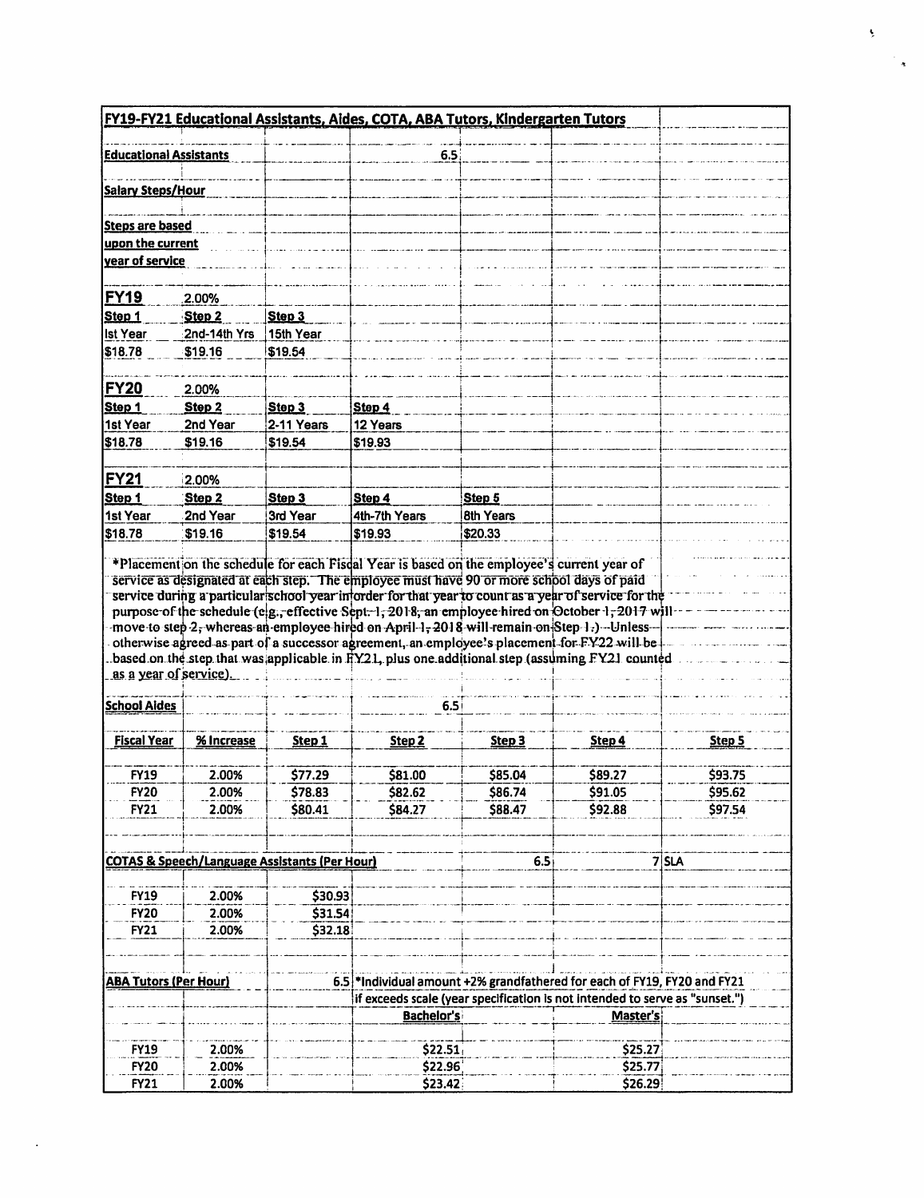## FY19-FY21 Educational Assistants, Aides, COTA, ABA Tutors, Kindergarten Tutors

**Educational Assistants** 6.5

**Salary Steps/Hour**

**Steps are based upon the current year of service**

**FY19** 2.00%

| Step 1 | Step 2 | Step 3 |
|---|---|---|
| Ist Year | 2nd-14th Yrs | 15th Year |
| $18.78 | $19.16 | $19.54 |

**FY20** 2.00%

| Step 1 | Step 2 | Step 3 | Step 4 |
|---|---|---|---|
| 1st Year | 2nd Year | 2-11 Years | 12 Years |
| $18.78 | $19.16 | $19.54 | $19.93 |

**FY21** 2.00%

| Step 1 | Step 2 | Step 3 | Step 4 | Step 5 |
|---|---|---|---|---|
| 1st Year | 2nd Year | 3rd Year | 4th-7th Years | 8th Years |
| $18.78 | $19.16 | $19.54 | $19.93 | $20.33 |

*Placement on the schedule for each Fiscal Year is based on the employee's current year of service as designated at each step. The employee must have 90 or more school days of paid service during a particular school year in order for that year to count as a year of service for the purpose of the schedule (e.g., effective Sept. 1, 2018, an employee hired on October 1, 2017 will move to step 2, whereas an employee hired on April 1, 2018 will remain on Step 1.) Unless otherwise agreed as part of a successor agreement, an employee's placement for FY22 will be based on the step that was applicable in FY21, plus one additional step (assuming FY21 counted as a year of service).

**School Aides** 6.5

| Fiscal Year | % Increase | Step 1 | Step 2 | Step 3 | Step 4 | Step 5 |
|---|---|---|---|---|---|---|
| FY19 | 2.00% | $77.29 | $81.00 | $85.04 | $89.27 | $93.75 |
| FY20 | 2.00% | $78.83 | $82.62 | $86.74 | $91.05 | $95.62 |
| FY21 | 2.00% | $80.41 | $84.27 | $88.47 | $92.88 | $97.54 |

**COTAS & Speech/Language Assistants (Per Hour)** 6.5 7 SLA

| | | |
|---|---|---|
| FY19 | 2.00% | $30.93 |
| FY20 | 2.00% | $31.54 |
| FY21 | 2.00% | $32.18 |

**ABA Tutors (Per Hour)** 6.5 *Individual amount +2% grandfathered for each of FY19, FY20 and FY21 if exceeds scale (year specification is not intended to serve as "sunset.")

| | | Bachelor's | Master's |
|---|---|---|---|
| FY19 | 2.00% | $22.51 | $25.27 |
| FY20 | 2.00% | $22.96 | $25.77 |
| FY21 | 2.00% | $23.42 | $26.29 |